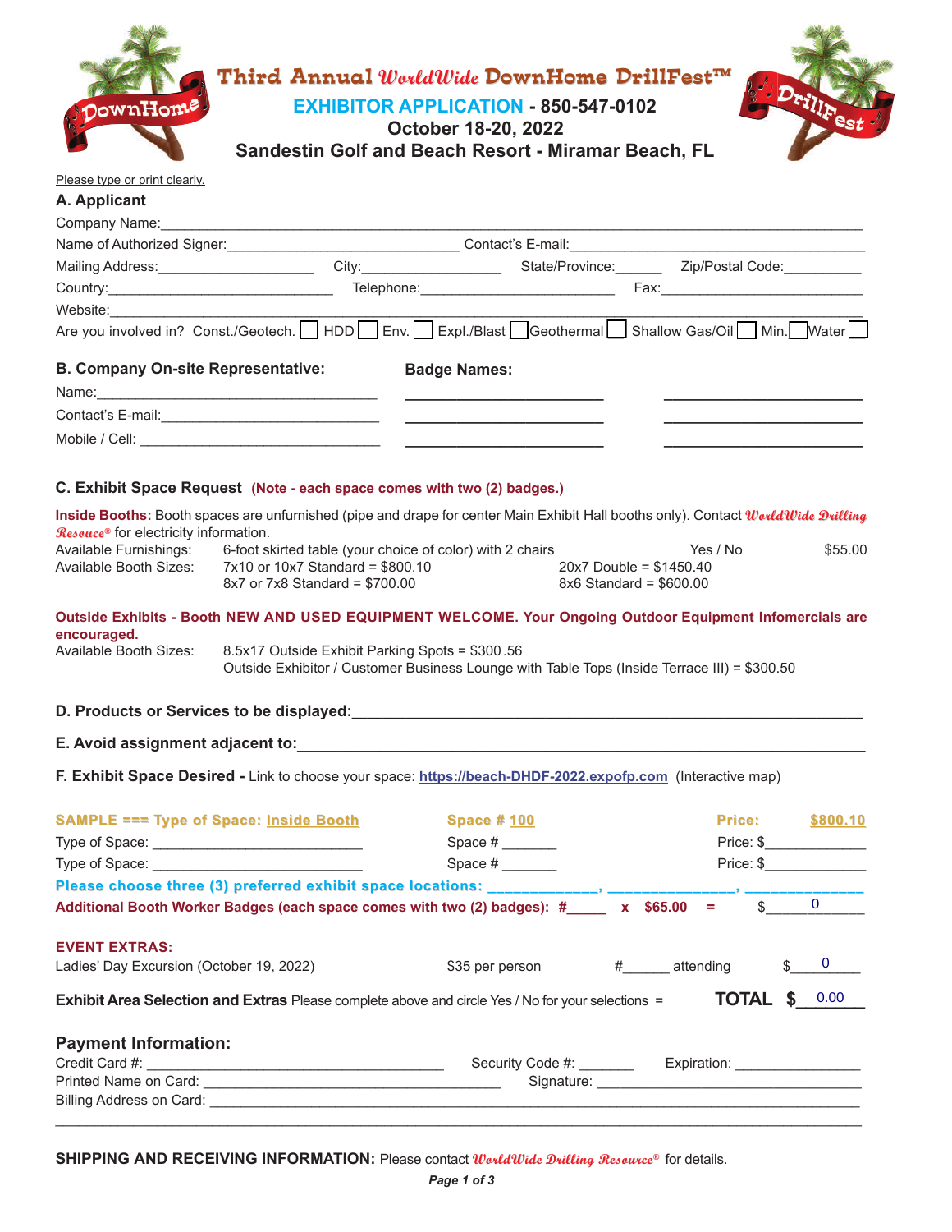# Third Annual WorldWide DownHome DrillFest™

## EXHIBITOR APPLICATION - 850-547-0102

**October 18-20, 2022**

**Sandestin Golf and Beach Resort - Miramar Beach, FL**

Please type or print clearly.

### A. Applicant

Company Name:______________________________________________________________

Name of Authorized Signer:______________________ Contact's E-mail:______________________

Mailing Address:________________ City:______________ State/Province:______ Zip/Postal Code:__________

Country:______________________ Telephone:____________________ Fax:____________________

Website:______________________________________________________________

Are you involved in? Const./Geotech. ☐ HDD ☐ Env. ☐ Expl./Blast ☐ Geothermal ☐ Shallow Gas/Oil ☐ Min. ☐ Water ☐

### B. Company On-site Representative:

Name:______________________________

Contact's E-mail:______________________

Mobile / Cell: ________________________

**Badge Names:**

____________________ ____________________

____________________ ____________________

____________________ ____________________

### C. Exhibit Space Request (Note - each space comes with two (2) badges.)

**Inside Booths:** Booth spaces are unfurnished (pipe and drape for center Main Exhibit Hall booths only). Contact *WorldWide Drilling Resource®* for electricity information.

| | | | |
|---|---|---|---|
| Available Furnishings: | 6-foot skirted table (your choice of color) with 2 chairs | Yes / No | $55.00 |
| Available Booth Sizes: | 7x10 or 10x7 Standard = $800.10 | 20x7 Double = $1450.40 | |
| | 8x7 or 7x8 Standard = $700.00 | 8x6 Standard = $600.00 | |

**Outside Exhibits - Booth NEW AND USED EQUIPMENT WELCOME. Your Ongoing Outdoor Equipment Infomercials are encouraged.**

Available Booth Sizes: 8.5x17 Outside Exhibit Parking Spots = $300.56

Outside Exhibitor / Customer Business Lounge with Table Tops (Inside Terrace III) = $300.50

### D. Products or Services to be displayed:____________________________________

### E. Avoid assignment adjacent to:____________________________________________

### F. Exhibit Space Desired - Link to choose your space: https://beach-DHDF-2022.expofp.com (Interactive map)

**SAMPLE === Type of Space: Inside Booth** **Space # 100** **Price: $800.10**

Type of Space: ____________________ Space # _______ Price: $____________

Type of Space: ____________________ Space # _______ Price: $____________

**Please choose three (3) preferred exhibit space locations: ____________, ______________, ____________**

**Additional Booth Worker Badges (each space comes with two (2) badges): #_____ x $65.00 =** $ 0

**EVENT EXTRAS:**

Ladies' Day Excursion (October 19, 2022) $35 per person #______ attending $ 0

**Exhibit Area Selection and Extras** Please complete above and circle Yes / No for your selections = **TOTAL $ 0.00**

### Payment Information:

Credit Card #: ____________________________ Security Code #: _______ Expiration: ______________

Printed Name on Card: ____________________________ Signature: ____________________________

Billing Address on Card: ______________________________________________________________

______________________________________________________________

**SHIPPING AND RECEIVING INFORMATION:** Please contact *WorldWide Drilling Resource®* for details.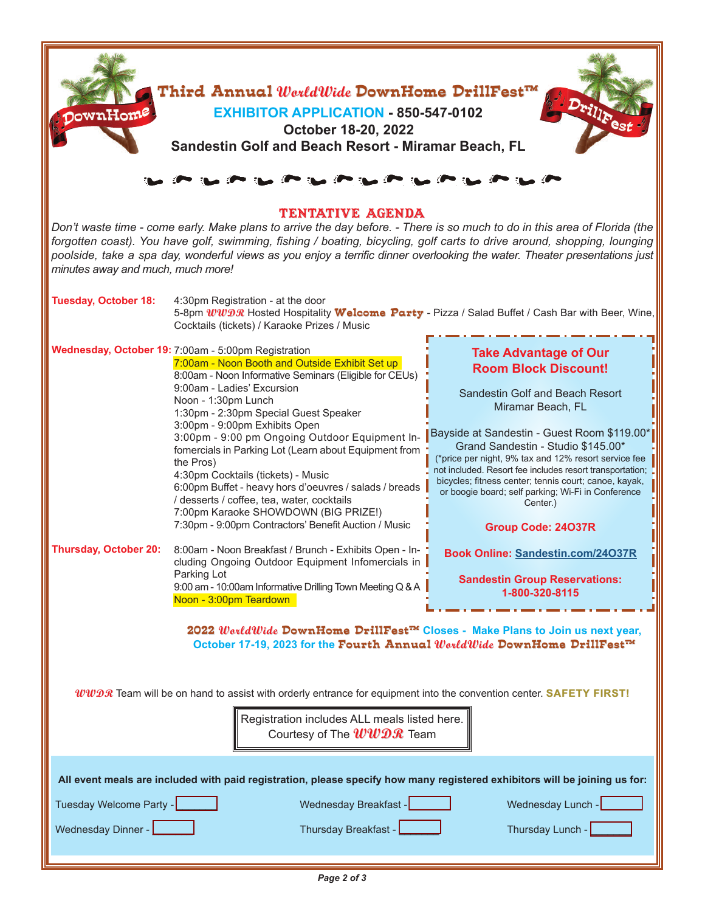# Third Annual *WorldWide* DownHome DrillFest™

**EXHIBITOR APPLICATION - 850-547-0102**

**October 18-20, 2022**

**Sandestin Golf and Beach Resort - Miramar Beach, FL**

## TENTATIVE AGENDA

*Don't waste time - come early. Make plans to arrive the day before. - There is so much to do in this area of Florida (the forgotten coast). You have golf, swimming, fishing / boating, bicycling, golf carts to drive around, shopping, lounging poolside, take a spa day, wonderful views as you enjoy a terrific dinner overlooking the water. Theater presentations just minutes away and much, much more!*

**Tuesday, October 18:**
- 4:30pm Registration - at the door
- 5-8pm *WWDR* Hosted Hospitality **Welcome Party** - Pizza / Salad Buffet / Cash Bar with Beer, Wine, Cocktails (tickets) / Karaoke Prizes / Music

**Wednesday, October 19:**
- 7:00am - 5:00pm Registration
- 7:00am - Noon Booth and Outside Exhibit Set up
- 8:00am - Noon Informative Seminars (Eligible for CEUs)
- 9:00am - Ladies' Excursion
- Noon - 1:30pm Lunch
- 1:30pm - 2:30pm Special Guest Speaker
- 3:00pm - 9:00pm Exhibits Open
- 3:00pm - 9:00 pm Ongoing Outdoor Equipment Infomercials in Parking Lot (Learn about Equipment from the Pros)
- 4:30pm Cocktails (tickets) - Music
- 6:00pm Buffet - heavy hors d'oeuvres / salads / breads / desserts / coffee, tea, water, cocktails
- 7:00pm Karaoke SHOWDOWN (BIG PRIZE!)
- 7:30pm - 9:00pm Contractors' Benefit Auction / Music

**Thursday, October 20:**
- 8:00am - Noon Breakfast / Brunch - Exhibits Open - Including Ongoing Outdoor Equipment Infomercials in Parking Lot
- 9:00 am - 10:00am Informative Drilling Town Meeting Q & A
- Noon - 3:00pm Teardown

### Take Advantage of Our Room Block Discount!

Sandestin Golf and Beach Resort
Miramar Beach, FL

Bayside at Sandestin - Guest Room $119.00*
Grand Sandestin - Studio $145.00*
(*price per night, 9% tax and 12% resort service fee not included. Resort fee includes resort transportation; bicycles; fitness center; tennis court; canoe, kayak, or boogie board; self parking; Wi-Fi in Conference Center.)

**Group Code: 24O37R**

**Book Online: Sandestin.com/24O37R**

**Sandestin Group Reservations: 1-800-320-8115**

**2022 *WorldWide* DownHome DrillFest™ Closes - Make Plans to Join us next year, October 17-19, 2023 for the Fourth Annual *WorldWide* DownHome DrillFest™**

*WWDR* Team will be on hand to assist with orderly entrance for equipment into the convention center. **SAFETY FIRST!**

Registration includes ALL meals listed here. Courtesy of The *WWDR* Team

**All event meals are included with paid registration, please specify how many registered exhibitors will be joining us for:**

| | | |
|---|---|---|
| Tuesday Welcome Party - ______ | Wednesday Breakfast - ______ | Wednesday Lunch - ______ |
| Wednesday Dinner - ______ | Thursday Breakfast - ______ | Thursday Lunch - ______ |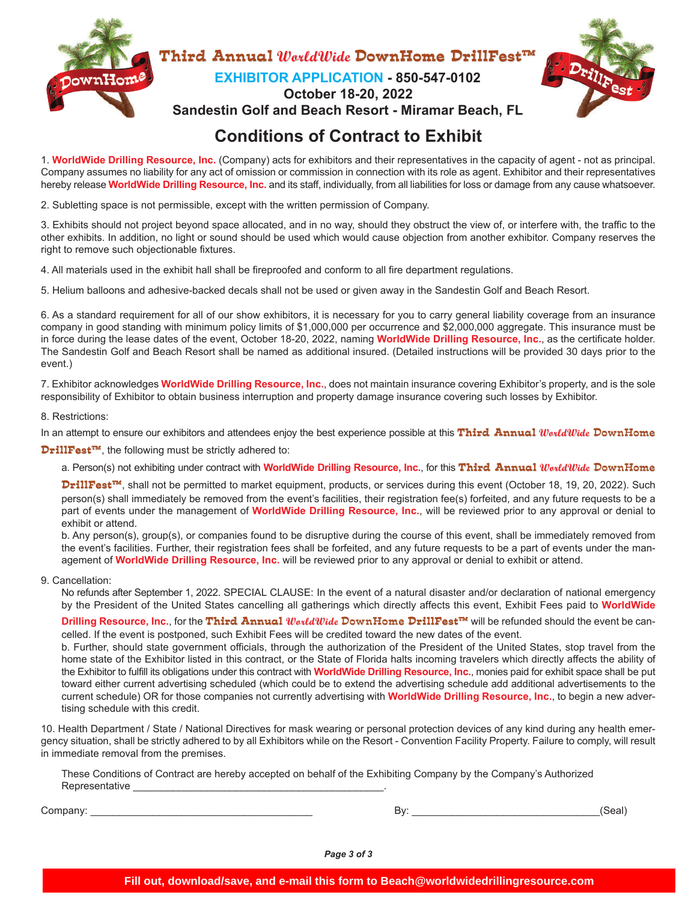# Third Annual WorldWide DownHome DrillFest™

**EXHIBITOR APPLICATION - 850-547-0102**

**October 18-20, 2022**

**Sandestin Golf and Beach Resort - Miramar Beach, FL**

## Conditions of Contract to Exhibit

1. **WorldWide Drilling Resource, Inc.** (Company) acts for exhibitors and their representatives in the capacity of agent - not as principal. Company assumes no liability for any act of omission or commission in connection with its role as agent. Exhibitor and their representatives hereby release **WorldWide Drilling Resource, Inc.** and its staff, individually, from all liabilities for loss or damage from any cause whatsoever.

2. Subletting space is not permissible, except with the written permission of Company.

3. Exhibits should not project beyond space allocated, and in no way, should they obstruct the view of, or interfere with, the traffic to the other exhibits. In addition, no light or sound should be used which would cause objection from another exhibitor. Company reserves the right to remove such objectionable fixtures.

4. All materials used in the exhibit hall shall be fireproofed and conform to all fire department regulations.

5. Helium balloons and adhesive-backed decals shall not be used or given away in the Sandestin Golf and Beach Resort.

6. As a standard requirement for all of our show exhibitors, it is necessary for you to carry general liability coverage from an insurance company in good standing with minimum policy limits of $1,000,000 per occurrence and $2,000,000 aggregate. This insurance must be in force during the lease dates of the event, October 18-20, 2022, naming **WorldWide Drilling Resource, Inc.**, as the certificate holder. The Sandestin Golf and Beach Resort shall be named as additional insured. (Detailed instructions will be provided 30 days prior to the event.)

7. Exhibitor acknowledges **WorldWide Drilling Resource, Inc.**, does not maintain insurance covering Exhibitor's property, and is the sole responsibility of Exhibitor to obtain business interruption and property damage insurance covering such losses by Exhibitor.

8. Restrictions:

In an attempt to ensure our exhibitors and attendees enjoy the best experience possible at this **Third Annual WorldWide DownHome DrillFest™**, the following must be strictly adhered to:

a. Person(s) not exhibiting under contract with **WorldWide Drilling Resource, Inc.**, for this **Third Annual WorldWide DownHome DrillFest™**, shall not be permitted to market equipment, products, or services during this event (October 18, 19, 20, 2022). Such person(s) shall immediately be removed from the event's facilities, their registration fee(s) forfeited, and any future requests to be a part of events under the management of **WorldWide Drilling Resource, Inc.**, will be reviewed prior to any approval or denial to exhibit or attend.

b. Any person(s), group(s), or companies found to be disruptive during the course of this event, shall be immediately removed from the event's facilities. Further, their registration fees shall be forfeited, and any future requests to be a part of events under the management of **WorldWide Drilling Resource, Inc.** will be reviewed prior to any approval or denial to exhibit or attend.

9. Cancellation:

No refunds after September 1, 2022. SPECIAL CLAUSE: In the event of a natural disaster and/or declaration of national emergency by the President of the United States cancelling all gatherings which directly affects this event, Exhibit Fees paid to **WorldWide Drilling Resource, Inc.**, for the **Third Annual WorldWide DownHome DrillFest™** will be refunded should the event be cancelled. If the event is postponed, such Exhibit Fees will be credited toward the new dates of the event.

b. Further, should state government officials, through the authorization of the President of the United States, stop travel from the home state of the Exhibitor listed in this contract, or the State of Florida halts incoming travelers which directly affects the ability of the Exhibitor to fulfill its obligations under this contract with **WorldWide Drilling Resource, Inc.**, monies paid for exhibit space shall be put toward either current advertising scheduled (which could be to extend the advertising schedule add additional advertisements to the current schedule) OR for those companies not currently advertising with **WorldWide Drilling Resource, Inc.**, to begin a new advertising schedule with this credit.

10. Health Department / State / National Directives for mask wearing or personal protection devices of any kind during any health emergency situation, shall be strictly adhered to by all Exhibitors while on the Resort - Convention Facility Property. Failure to comply, will result in immediate removal from the premises.

These Conditions of Contract are hereby accepted on behalf of the Exhibiting Company by the Company's Authorized Representative ____________________________________________.

Company: ________________________________________ By: _________________________________(Seal)

**Fill out, download/save, and e-mail this form to Beach@worldwidedrillingresource.com**